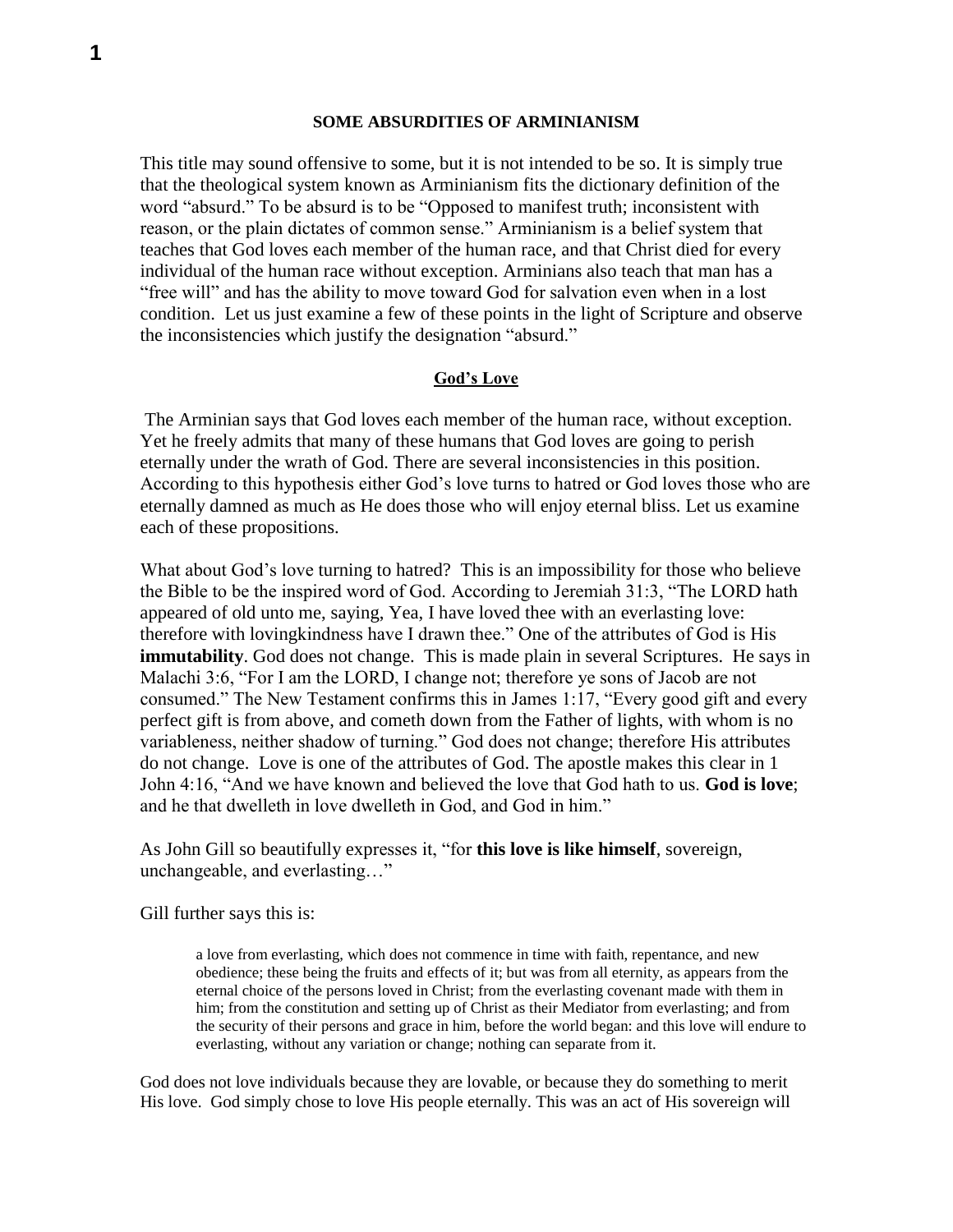## SOME ABSURDITIES OF ARMINIANISM

This title may sound offensive to some, but it is not intended to be so. It is simply true that the theological system known as Arminianism fits the dictionary definition of the word "absurd." To be absurd is to be "Opposed to manifest truth; inconsistent with reason, or the plain dictates of common sense." Arminianism is a belief system that teaches that God loves each member of the human race, and that Christ died for every individual of the human race without exception. Arminians also teach that man has a "free will" and has the ability to move toward God for salvation even when in a lost condition. Let us just examine a few of these points in the light of Scripture and observe the inconsistencies which justify the designation "absurd."

### God's Love

The Arminian says that God loves each member of the human race, without exception. Yet he freely admits that many of these humans that God loves are going to perish eternally under the wrath of God. There are several inconsistencies in this position. According to this hypothesis either God's love turns to hatred or God loves those who are eternally damned as much as He does those who will enjoy eternal bliss. Let us examine each of these propositions.

What about God's love turning to hatred? This is an impossibility for those who believe the Bible to be the inspired word of God. According to Jeremiah 31:3, "The LORD hath appeared of old unto me, saying, Yea, I have loved thee with an everlasting love: therefore with lovingkindness have I drawn thee." One of the attributes of God is His **immutability**. God does not change. This is made plain in several Scriptures. He says in Malachi 3:6, "For I am the LORD, I change not; therefore ye sons of Jacob are not consumed." The New Testament confirms this in James 1:17, "Every good gift and every perfect gift is from above, and cometh down from the Father of lights, with whom is no variableness, neither shadow of turning." God does not change; therefore His attributes do not change. Love is one of the attributes of God. The apostle makes this clear in 1 John 4:16, "And we have known and believed the love that God hath to us. **God is love**; and he that dwelleth in love dwelleth in God, and God in him."

As John Gill so beautifully expresses it, "for **this love is like himself**, sovereign, unchangeable, and everlasting…"

Gill further says this is:

> a love from everlasting, which does not commence in time with faith, repentance, and new obedience; these being the fruits and effects of it; but was from all eternity, as appears from the eternal choice of the persons loved in Christ; from the everlasting covenant made with them in him; from the constitution and setting up of Christ as their Mediator from everlasting; and from the security of their persons and grace in him, before the world began: and this love will endure to everlasting, without any variation or change; nothing can separate from it.

God does not love individuals because they are lovable, or because they do something to merit His love. God simply chose to love His people eternally. This was an act of His sovereign will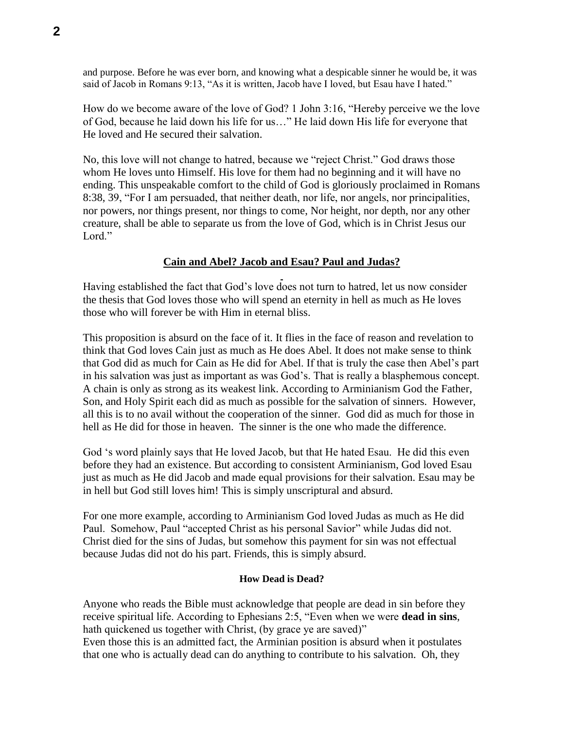and purpose. Before he was ever born, and knowing what a despicable sinner he would be, it was said of Jacob in Romans 9:13, "As it is written, Jacob have I loved, but Esau have I hated."

How do we become aware of the love of God? 1 John 3:16, "Hereby perceive we the love of God, because he laid down his life for us…" He laid down His life for everyone that He loved and He secured their salvation.

No, this love will not change to hatred, because we "reject Christ." God draws those whom He loves unto Himself. His love for them had no beginning and it will have no ending. This unspeakable comfort to the child of God is gloriously proclaimed in Romans 8:38, 39, "For I am persuaded, that neither death, nor life, nor angels, nor principalities, nor powers, nor things present, nor things to come, Nor height, nor depth, nor any other creature, shall be able to separate us from the love of God, which is in Christ Jesus our Lord."

## Cain and Abel? Jacob and Esau? Paul and Judas?

Having established the fact that God's love does not turn to hatred, let us now consider the thesis that God loves those who will spend an eternity in hell as much as He loves those who will forever be with Him in eternal bliss.

This proposition is absurd on the face of it. It flies in the face of reason and revelation to think that God loves Cain just as much as He does Abel. It does not make sense to think that God did as much for Cain as He did for Abel. If that is truly the case then Abel's part in his salvation was just as important as was God's. That is really a blasphemous concept. A chain is only as strong as its weakest link. According to Arminianism God the Father, Son, and Holy Spirit each did as much as possible for the salvation of sinners. However, all this is to no avail without the cooperation of the sinner. God did as much for those in hell as He did for those in heaven. The sinner is the one who made the difference.

God 's word plainly says that He loved Jacob, but that He hated Esau. He did this even before they had an existence. But according to consistent Arminianism, God loved Esau just as much as He did Jacob and made equal provisions for their salvation. Esau may be in hell but God still loves him! This is simply unscriptural and absurd.

For one more example, according to Arminianism God loved Judas as much as He did Paul. Somehow, Paul "accepted Christ as his personal Savior" while Judas did not. Christ died for the sins of Judas, but somehow this payment for sin was not effectual because Judas did not do his part. Friends, this is simply absurd.

### How Dead is Dead?

Anyone who reads the Bible must acknowledge that people are dead in sin before they receive spiritual life. According to Ephesians 2:5, "Even when we were **dead in sins**, hath quickened us together with Christ, (by grace ye are saved)"
Even those this is an admitted fact, the Arminian position is absurd when it postulates that one who is actually dead can do anything to contribute to his salvation. Oh, they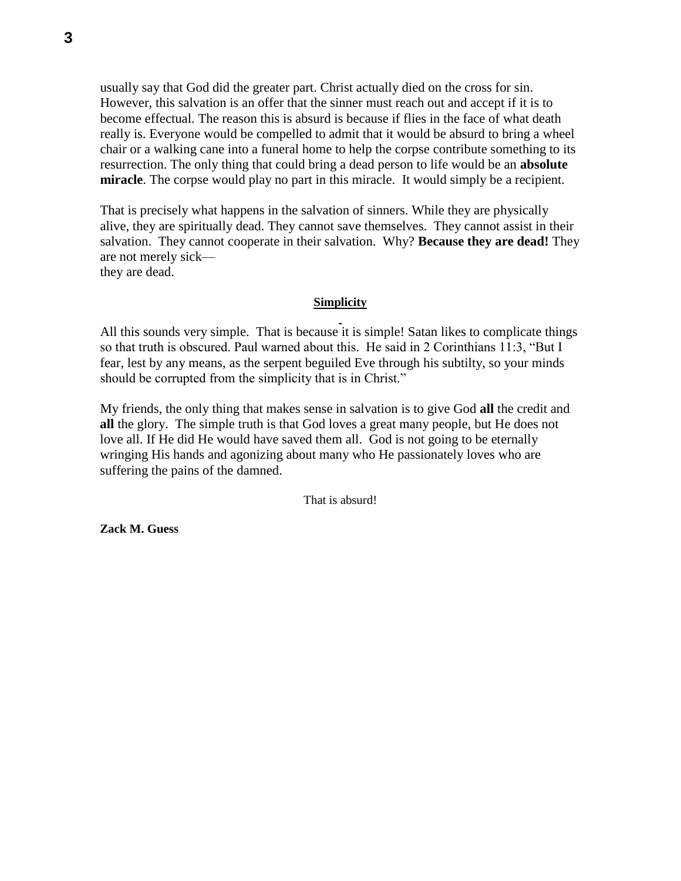usually say that God did the greater part. Christ actually died on the cross for sin. However, this salvation is an offer that the sinner must reach out and accept if it is to become effectual. The reason this is absurd is because if flies in the face of what death really is. Everyone would be compelled to admit that it would be absurd to bring a wheel chair or a walking cane into a funeral home to help the corpse contribute something to its resurrection. The only thing that could bring a dead person to life would be an **absolute miracle**. The corpse would play no part in this miracle. It would simply be a recipient.

That is precisely what happens in the salvation of sinners. While they are physically alive, they are spiritually dead. They cannot save themselves. They cannot assist in their salvation. They cannot cooperate in their salvation. Why? **Because they are dead!** They are not merely sick—
they are dead.

## Simplicity

All this sounds very simple. That is because it is simple! Satan likes to complicate things so that truth is obscured. Paul warned about this. He said in 2 Corinthians 11:3, "But I fear, lest by any means, as the serpent beguiled Eve through his subtilty, so your minds should be corrupted from the simplicity that is in Christ."

My friends, the only thing that makes sense in salvation is to give God **all** the credit and **all** the glory. The simple truth is that God loves a great many people, but He does not love all. If He did He would have saved them all. God is not going to be eternally wringing His hands and agonizing about many who He passionately loves who are suffering the pains of the damned.

That is absurd!

**Zack M. Guess**